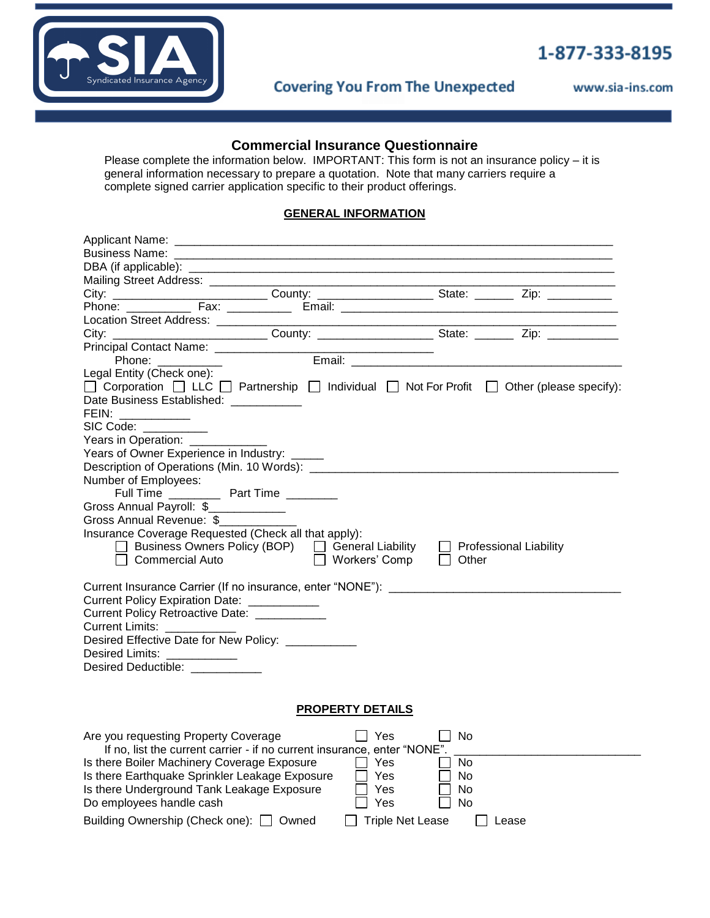SIA Syndicated Insurance Agency

1-877-333-8195

Covering You From The Unexpected

www.sia-ins.com

## Commercial Insurance Questionnaire

Please complete the information below. IMPORTANT: This form is not an insurance policy – it is general information necessary to prepare a quotation. Note that many carriers require a complete signed carrier application specific to their product offerings.

### GENERAL INFORMATION

Applicant Name: ______________________________________________________________

Business Name: ______________________________________________________________

DBA (if applicable): ___________________________________________________________

Mailing Street Address: _________________________________________________________

City: ________________________ County: _________________ State: ______ Zip: __________

Phone: __________ Fax: __________ Email: ___________________________________________

Location Street Address: ________________________________________________________

City: ________________________ County: _________________ State: ______ Zip: ___________

Principal Contact Name: _________________________________

Phone: _________ Email: _________________________________________

Legal Entity (Check one):

☐ Corporation ☐ LLC ☐ Partnership ☐ Individual ☐ Not For Profit ☐ Other (please specify):

Date Business Established: ___________

FEIN: ___________

SIC Code: __________

Years in Operation: ____________

Years of Owner Experience in Industry: _____

Description of Operations (Min. 10 Words): ____________________________________________

Number of Employees:

Full Time ________ Part Time ________

Gross Annual Payroll: $____________

Gross Annual Revenue: $____________

Insurance Coverage Requested (Check all that apply):

☐ Business Owners Policy (BOP) ☐ General Liability ☐ Professional Liability

☐ Commercial Auto ☐ Workers' Comp ☐ Other

Current Insurance Carrier (If no insurance, enter "NONE"): ___________________________________

Current Policy Expiration Date: ___________

Current Policy Retroactive Date: ___________

Current Limits: ___________

Desired Effective Date for New Policy: ___________

Desired Limits: ___________

Desired Deductible: ___________

### PROPERTY DETAILS

Are you requesting Property Coverage ☐ Yes ☐ No

If no, list the current carrier - if no current insurance, enter "NONE". ___________________________

Is there Boiler Machinery Coverage Exposure ☐ Yes ☐ No

Is there Earthquake Sprinkler Leakage Exposure ☐ Yes ☐ No

Is there Underground Tank Leakage Exposure ☐ Yes ☐ No

Do employees handle cash ☐ Yes ☐ No

Building Ownership (Check one): ☐ Owned ☐ Triple Net Lease ☐ Lease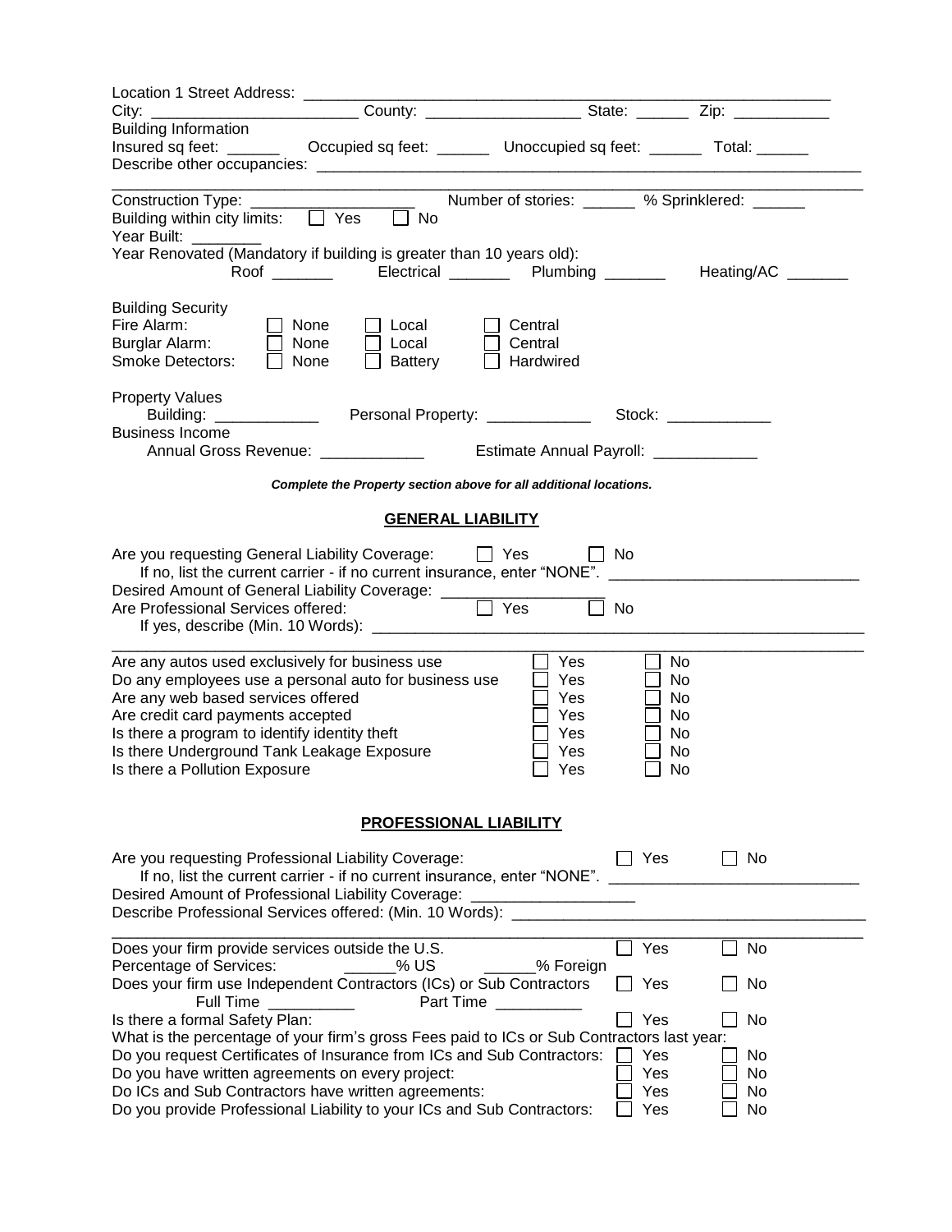Location 1 Street Address: ______________________________________________________________

City: ________________________ County: __________________ State: ______ Zip: ___________

Building Information

Insured sq feet: ______ Occupied sq feet: ______ Unoccupied sq feet: ______ Total: ______

Describe other occupancies: ________________________________________________________________

Construction Type: ___________________ Number of stories: ______ % Sprinklered: ______

Building within city limits: ☐ Yes ☐ No

Year Built: ________

Year Renovated (Mandatory if building is greater than 10 years old):

Roof _______ Electrical _______ Plumbing _______ Heating/AC _______

Building Security

Fire Alarm: ☐ None ☐ Local ☐ Central

Burglar Alarm: ☐ None ☐ Local ☐ Central

Smoke Detectors: ☐ None ☐ Battery ☐ Hardwired

Property Values

Building: ____________ Personal Property: ____________ Stock: ____________

Business Income

Annual Gross Revenue: ____________ Estimate Annual Payroll: ____________

***Complete the Property section above for all additional locations.***

## GENERAL LIABILITY

Are you requesting General Liability Coverage: ☐ Yes ☐ No

If no, list the current carrier - if no current insurance, enter "NONE". ____________________________

Desired Amount of General Liability Coverage: ___________________

Are Professional Services offered: ☐ Yes ☐ No

If yes, describe (Min. 10 Words): ________________________________________________________

| | | |
|---|---|---|
| Are any autos used exclusively for business use | ☐ Yes | ☐ No |
| Do any employees use a personal auto for business use | ☐ Yes | ☐ No |
| Are any web based services offered | ☐ Yes | ☐ No |
| Are credit card payments accepted | ☐ Yes | ☐ No |
| Is there a program to identify identity theft | ☐ Yes | ☐ No |
| Is there Underground Tank Leakage Exposure | ☐ Yes | ☐ No |
| Is there a Pollution Exposure | ☐ Yes | ☐ No |

## PROFESSIONAL LIABILITY

Are you requesting Professional Liability Coverage: ☐ Yes ☐ No

If no, list the current carrier - if no current insurance, enter "NONE". ____________________________

Desired Amount of Professional Liability Coverage: ___________________

Describe Professional Services offered: (Min. 10 Words): __________________________________________

Does your firm provide services outside the U.S. ☐ Yes ☐ No

Percentage of Services: ______% US ______% Foreign

Does your firm use Independent Contractors (ICs) or Sub Contractors ☐ Yes ☐ No

Full Time __________ Part Time __________

Is there a formal Safety Plan: ☐ Yes ☐ No

What is the percentage of your firm's gross Fees paid to ICs or Sub Contractors last year:

| | | |
|---|---|---|
| Do you request Certificates of Insurance from ICs and Sub Contractors: | ☐ Yes | ☐ No |
| Do you have written agreements on every project: | ☐ Yes | ☐ No |
| Do ICs and Sub Contractors have written agreements: | ☐ Yes | ☐ No |
| Do you provide Professional Liability to your ICs and Sub Contractors: | ☐ Yes | ☐ No |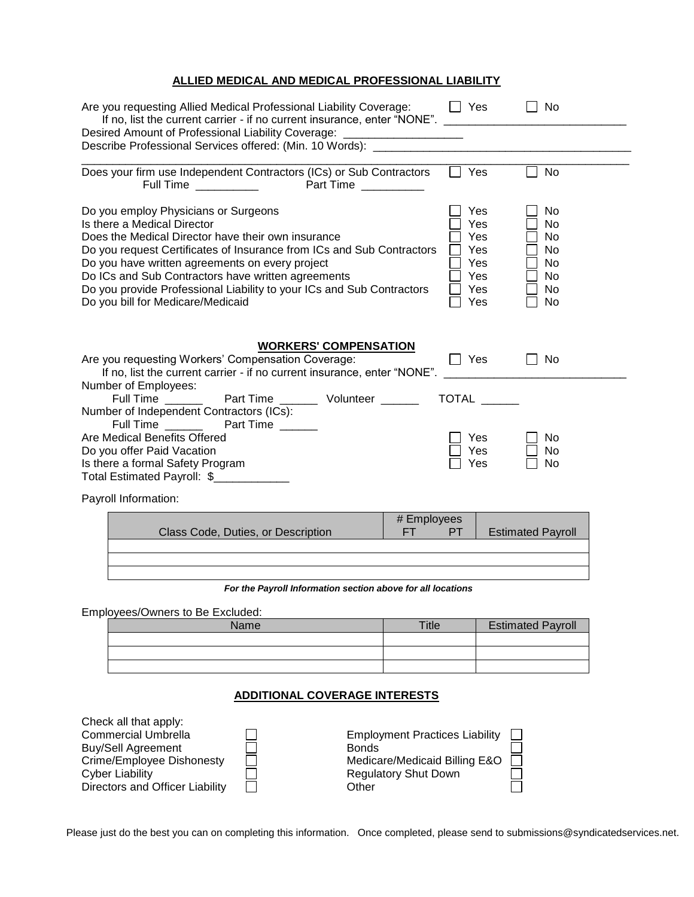## ALLIED MEDICAL AND MEDICAL PROFESSIONAL LIABILITY

Are you requesting Allied Medical Professional Liability Coverage: ☐ Yes ☐ No
If no, list the current carrier - if no current insurance, enter "NONE". ____________________________
Desired Amount of Professional Liability Coverage: ___________________
Describe Professional Services offered: (Min. 10 Words): ________________________________________
_____________________________________________________________________________________

Does your firm use Independent Contractors (ICs) or Sub Contractors ☐ Yes ☐ No
Full Time __________ Part Time __________

| | | |
|---|---|---|
| Do you employ Physicians or Surgeons | ☐ Yes | ☐ No |
| Is there a Medical Director | ☐ Yes | ☐ No |
| Does the Medical Director have their own insurance | ☐ Yes | ☐ No |
| Do you request Certificates of Insurance from ICs and Sub Contractors | ☐ Yes | ☐ No |
| Do you have written agreements on every project | ☐ Yes | ☐ No |
| Do ICs and Sub Contractors have written agreements | ☐ Yes | ☐ No |
| Do you provide Professional Liability to your ICs and Sub Contractors | ☐ Yes | ☐ No |
| Do you bill for Medicare/Medicaid | ☐ Yes | ☐ No |

## WORKERS' COMPENSATION

Are you requesting Workers' Compensation Coverage: ☐ Yes ☐ No
If no, list the current carrier - if no current insurance, enter "NONE". ____________________________
Number of Employees:
Full Time ______ Part Time ______ Volunteer ______ TOTAL ______
Number of Independent Contractors (ICs):
Full Time ______ Part Time ______

| | | |
|---|---|---|
| Are Medical Benefits Offered | ☐ Yes | ☐ No |
| Do you offer Paid Vacation | ☐ Yes | ☐ No |
| Is there a formal Safety Program | ☐ Yes | ☐ No |

Total Estimated Payroll: $____________

Payroll Information:

| Class Code, Duties, or Description | # Employees FT | PT | Estimated Payroll |
|---|---|---|---|
| | | | |
| | | | |
| | | | |

***For the Payroll Information section above for all locations***

Employees/Owners to Be Excluded:

| Name | Title | Estimated Payroll |
|---|---|---|
| | | |
| | | |
| | | |

## ADDITIONAL COVERAGE INTERESTS

Check all that apply:

| | | | |
|---|---|---|---|
| Commercial Umbrella | ☐ | Employment Practices Liability | ☐ |
| Buy/Sell Agreement | ☐ | Bonds | ☐ |
| Crime/Employee Dishonesty | ☐ | Medicare/Medicaid Billing E&O | ☐ |
| Cyber Liability | ☐ | Regulatory Shut Down | ☐ |
| Directors and Officer Liability | ☐ | Other | ☐ |

Please just do the best you can on completing this information. Once completed, please send to submissions@syndicatedservices.net.